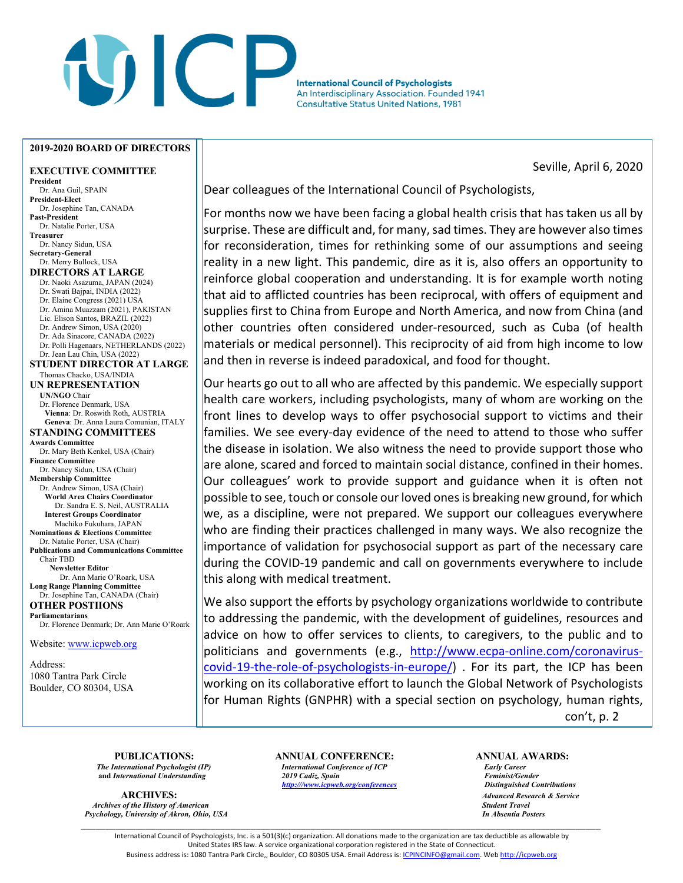# ICP

**International Council of Psychologists**
An Interdisciplinary Association. Founded 1941
Consultative Status United Nations, 1981

## 2019-2020 BOARD OF DIRECTORS

### EXECUTIVE COMMITTEE

**President**
Dr. Ana Guil, SPAIN
**President-Elect**
Dr. Josephine Tan, CANADA
**Past-President**
Dr. Natalie Porter, USA
**Treasurer**
Dr. Nancy Sidun, USA
**Secretary-General**
Dr. Merry Bullock, USA

### DIRECTORS AT LARGE

Dr. Naoki Asazuma, JAPAN (2024)
Dr. Swati Bajpai, INDIA (2022)
Dr. Elaine Congress (2021) USA
Dr. Amina Muazzam (2021), PAKISTAN
Lic. Elison Santos, BRAZIL (2022)
Dr. Andrew Simon, USA (2020)
Dr. Ada Sinacore, CANADA (2022)
Dr. Polli Hagenaars, NETHERLANDS (2022)
Dr. Jean Lau Chin, USA (2022)

### STUDENT DIRECTOR AT LARGE

Thomas Chacko, USA/INDIA

### UN REPRESENTATION

**UN/NGO** Chair
Dr. Florence Denmark, USA
**Vienna**: Dr. Roswith Roth, AUSTRIA
**Geneva**: Dr. Anna Laura Comunian, ITALY

### STANDING COMMITTEES

**Awards Committee**
Dr. Mary Beth Kenkel, USA (Chair)
**Finance Committee**
Dr. Nancy Sidun, USA (Chair)
**Membership Committee**
Dr. Andrew Simon, USA (Chair)
**World Area Chairs Coordinator**
Dr. Sandra E. S. Neil, AUSTRALIA
**Interest Groups Coordinator**
Machiko Fukuhara, JAPAN
**Nominations & Elections Committee**
Dr. Natalie Porter, USA (Chair)
**Publications and Communications Committee**
Chair TBD
**Newsletter Editor**
Dr. Ann Marie O'Roark, USA
**Long Range Planning Committee**
Dr. Josephine Tan, CANADA (Chair)

### OTHER POSTIIONS

**Parliamentarians**
Dr. Florence Denmark; Dr. Ann Marie O'Roark

Website: www.icpweb.org

Address:
1080 Tantra Park Circle
Boulder, CO 80304, USA

---

Seville, April 6, 2020

Dear colleagues of the International Council of Psychologists,

For months now we have been facing a global health crisis that has taken us all by surprise. These are difficult and, for many, sad times. They are however also times for reconsideration, times for rethinking some of our assumptions and seeing reality in a new light. This pandemic, dire as it is, also offers an opportunity to reinforce global cooperation and understanding. It is for example worth noting that aid to afflicted countries has been reciprocal, with offers of equipment and supplies first to China from Europe and North America, and now from China (and other countries often considered under-resourced, such as Cuba (of health materials or medical personnel). This reciprocity of aid from high income to low and then in reverse is indeed paradoxical, and food for thought.

Our hearts go out to all who are affected by this pandemic. We especially support health care workers, including psychologists, many of whom are working on the front lines to develop ways to offer psychosocial support to victims and their families. We see every-day evidence of the need to attend to those who suffer the disease in isolation. We also witness the need to provide support those who are alone, scared and forced to maintain social distance, confined in their homes. Our colleagues' work to provide support and guidance when it is often not possible to see, touch or console our loved ones is breaking new ground, for which we, as a discipline, were not prepared. We support our colleagues everywhere who are finding their practices challenged in many ways. We also recognize the importance of validation for psychosocial support as part of the necessary care during the COVID-19 pandemic and call on governments everywhere to include this along with medical treatment.

We also support the efforts by psychology organizations worldwide to contribute to addressing the pandemic, with the development of guidelines, resources and advice on how to offer services to clients, to caregivers, to the public and to politicians and governments (e.g., http://www.ecpa-online.com/coronavirus-covid-19-the-role-of-psychologists-in-europe/) . For its part, the ICP has been working on its collaborative effort to launch the Global Network of Psychologists for Human Rights (GNPHR) with a special section on psychology, human rights,

con't, p. 2

---

**PUBLICATIONS:**
*The International Psychologist (IP)* and *International Understanding*

**ARCHIVES:**
*Archives of the History of American Psychology, University of Akron, Ohio, USA*

**ANNUAL CONFERENCE:**
*International Conference of ICP*
*2019 Cadiz, Spain*
*http://www.icpweb.org/conferences*

**ANNUAL AWARDS:**
*Early Career*
*Feminist/Gender*
*Distinguished Contributions*
*Advanced Research & Service*
*Student Travel*
*In Absentia Posters*

International Council of Psychologists, Inc. is a 501(3)(c) organization. All donations made to the organization are tax deductible as allowable by United States IRS law. A service organizational corporation registered in the State of Connecticut.
Business address is: 1080 Tantra Park Circle,, Boulder, CO 80305 USA. Email Address is: ICPINCINFO@gmail.com. Web http://icpweb.org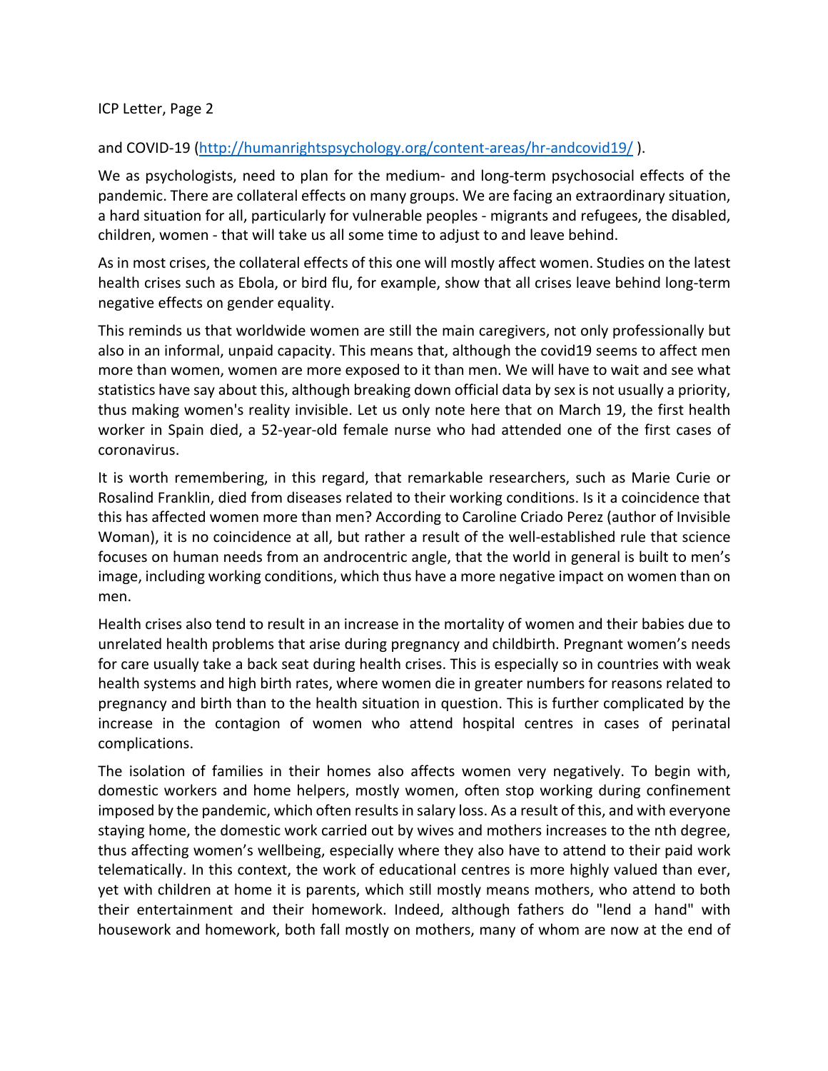and COVID-19 (http://humanrightspsychology.org/content-areas/hr-andcovid19/ ).

We as psychologists, need to plan for the medium- and long-term psychosocial effects of the pandemic. There are collateral effects on many groups. We are facing an extraordinary situation, a hard situation for all, particularly for vulnerable peoples - migrants and refugees, the disabled, children, women - that will take us all some time to adjust to and leave behind.

As in most crises, the collateral effects of this one will mostly affect women. Studies on the latest health crises such as Ebola, or bird flu, for example, show that all crises leave behind long-term negative effects on gender equality.

This reminds us that worldwide women are still the main caregivers, not only professionally but also in an informal, unpaid capacity. This means that, although the covid19 seems to affect men more than women, women are more exposed to it than men. We will have to wait and see what statistics have say about this, although breaking down official data by sex is not usually a priority, thus making women's reality invisible. Let us only note here that on March 19, the first health worker in Spain died, a 52-year-old female nurse who had attended one of the first cases of coronavirus.

It is worth remembering, in this regard, that remarkable researchers, such as Marie Curie or Rosalind Franklin, died from diseases related to their working conditions. Is it a coincidence that this has affected women more than men? According to Caroline Criado Perez (author of Invisible Woman), it is no coincidence at all, but rather a result of the well-established rule that science focuses on human needs from an androcentric angle, that the world in general is built to men's image, including working conditions, which thus have a more negative impact on women than on men.

Health crises also tend to result in an increase in the mortality of women and their babies due to unrelated health problems that arise during pregnancy and childbirth. Pregnant women's needs for care usually take a back seat during health crises. This is especially so in countries with weak health systems and high birth rates, where women die in greater numbers for reasons related to pregnancy and birth than to the health situation in question. This is further complicated by the increase in the contagion of women who attend hospital centres in cases of perinatal complications.

The isolation of families in their homes also affects women very negatively. To begin with, domestic workers and home helpers, mostly women, often stop working during confinement imposed by the pandemic, which often results in salary loss. As a result of this, and with everyone staying home, the domestic work carried out by wives and mothers increases to the nth degree, thus affecting women's wellbeing, especially where they also have to attend to their paid work telematically. In this context, the work of educational centres is more highly valued than ever, yet with children at home it is parents, which still mostly means mothers, who attend to both their entertainment and their homework. Indeed, although fathers do "lend a hand" with housework and homework, both fall mostly on mothers, many of whom are now at the end of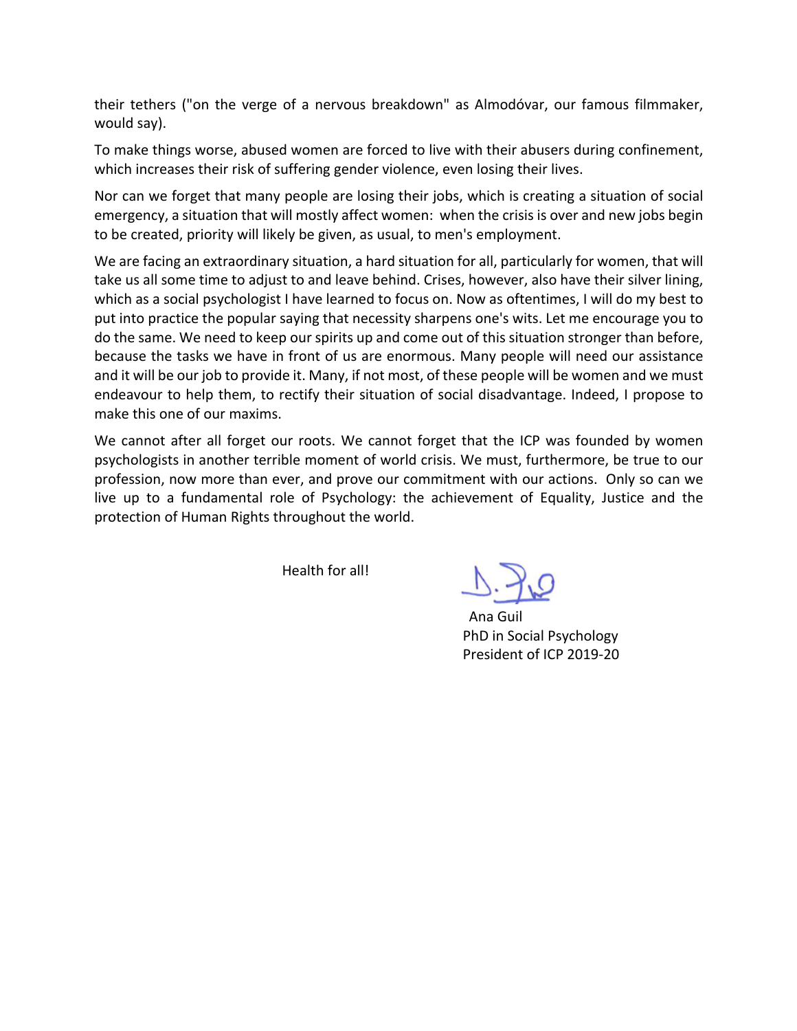their tethers ("on the verge of a nervous breakdown" as Almodóvar, our famous filmmaker, would say).

To make things worse, abused women are forced to live with their abusers during confinement, which increases their risk of suffering gender violence, even losing their lives.

Nor can we forget that many people are losing their jobs, which is creating a situation of social emergency, a situation that will mostly affect women: when the crisis is over and new jobs begin to be created, priority will likely be given, as usual, to men's employment.

We are facing an extraordinary situation, a hard situation for all, particularly for women, that will take us all some time to adjust to and leave behind. Crises, however, also have their silver lining, which as a social psychologist I have learned to focus on. Now as oftentimes, I will do my best to put into practice the popular saying that necessity sharpens one's wits. Let me encourage you to do the same. We need to keep our spirits up and come out of this situation stronger than before, because the tasks we have in front of us are enormous. Many people will need our assistance and it will be our job to provide it. Many, if not most, of these people will be women and we must endeavour to help them, to rectify their situation of social disadvantage. Indeed, I propose to make this one of our maxims.

We cannot after all forget our roots. We cannot forget that the ICP was founded by women psychologists in another terrible moment of world crisis. We must, furthermore, be true to our profession, now more than ever, and prove our commitment with our actions. Only so can we live up to a fundamental role of Psychology: the achievement of Equality, Justice and the protection of Human Rights throughout the world.

Health for all!

Ana Guil
PhD in Social Psychology
President of ICP 2019-20